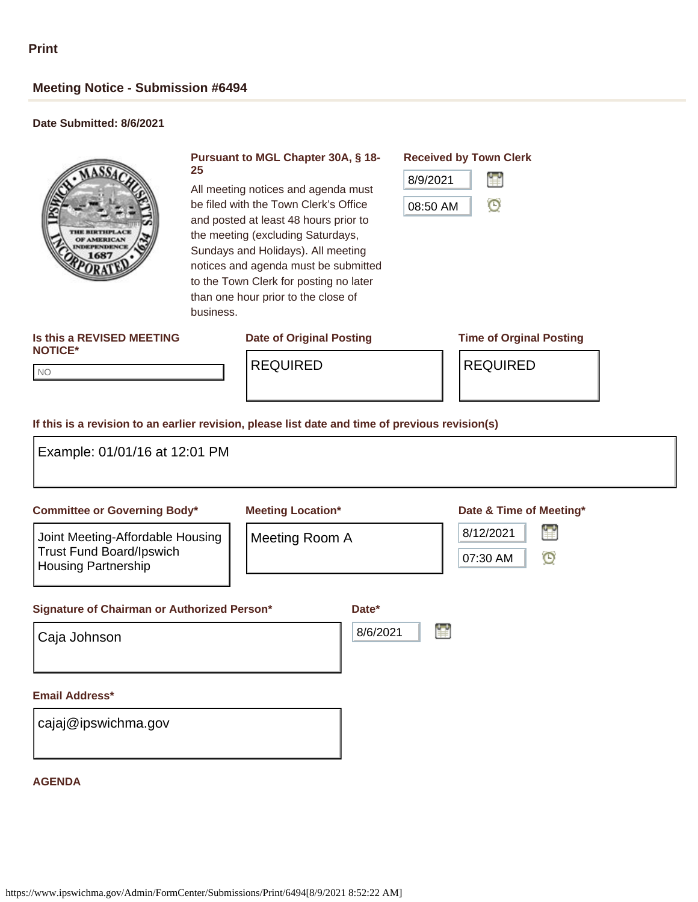Print

## Meeting Notice - Submission #6494

**Date Submitted: 8/6/2021**

**Pursuant to MGL Chapter 30A, § 18-25**

All meeting notices and agenda must be filed with the Town Clerk's Office and posted at least 48 hours prior to the meeting (excluding Saturdays, Sundays and Holidays). All meeting notices and agenda must be submitted to the Town Clerk for posting no later than one hour prior to the close of business.

**Received by Town Clerk**

8/9/2021

08:50 AM

**Is this a REVISED MEETING NOTICE***

NO

**Date of Original Posting**

REQUIRED

**Time of Orginal Posting**

REQUIRED

**If this is a revision to an earlier revision, please list date and time of previous revision(s)**

Example: 01/01/16 at 12:01 PM

**Committee or Governing Body***

Joint Meeting-Affordable Housing Trust Fund Board/Ipswich Housing Partnership

**Meeting Location***

Meeting Room A

**Date & Time of Meeting***

8/12/2021

07:30 AM

**Signature of Chairman or Authorized Person***

Caja Johnson

**Date***

8/6/2021

**Email Address***

cajaj@ipswichma.gov

**AGENDA**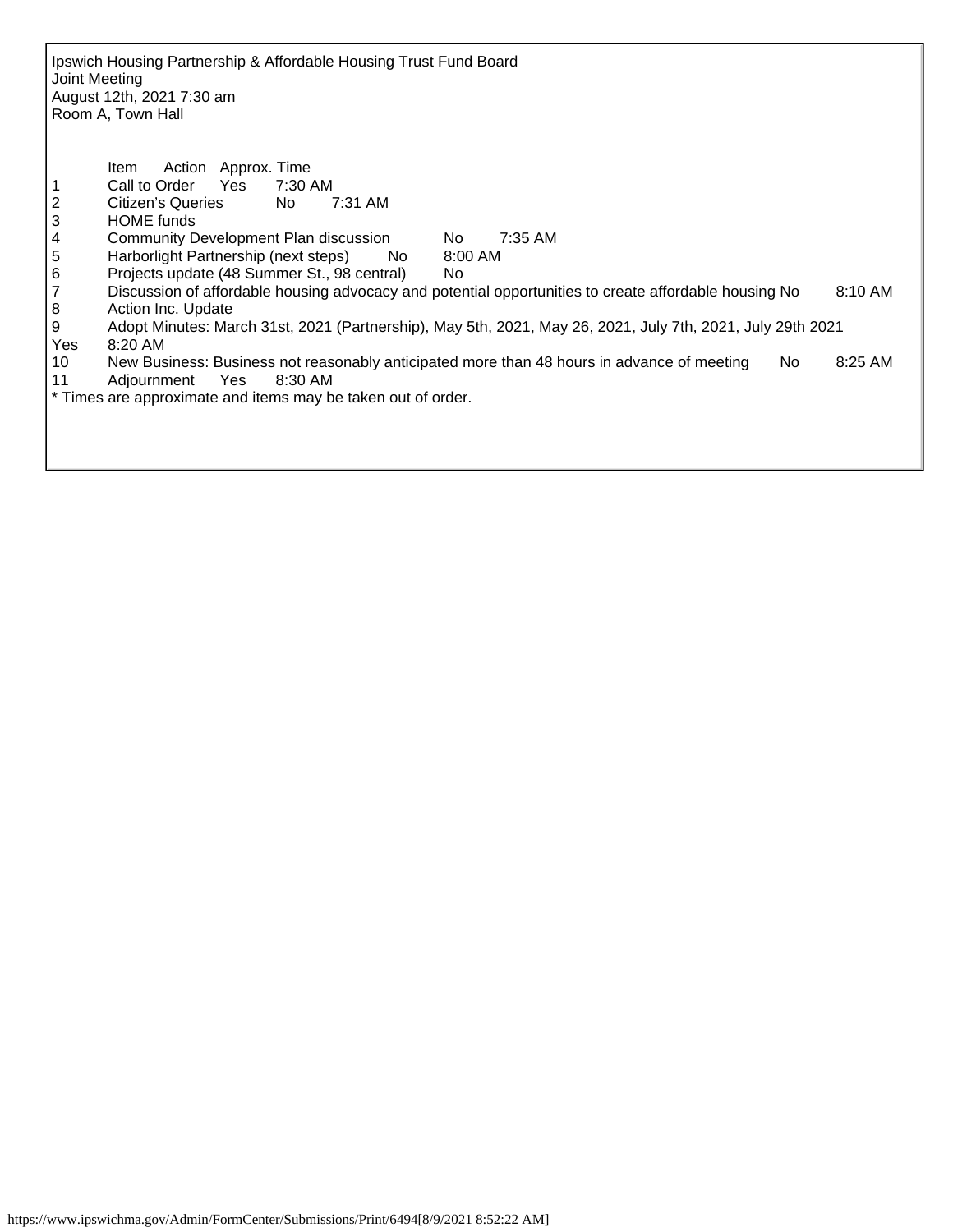Ipswich Housing Partnership & Affordable Housing Trust Fund Board
Joint Meeting
August 12th, 2021 7:30 am
Room A, Town Hall

| | Item | Action | Approx. Time |
|---|---|---|---|
| 1 | Call to Order | Yes | 7:30 AM |
| 2 | Citizen's Queries | No | 7:31 AM |
| 3 | HOME funds | | |
| 4 | Community Development Plan discussion | No | 7:35 AM |
| 5 | Harborlight Partnership (next steps) | No | 8:00 AM |
| 6 | Projects update (48 Summer St., 98 central) | No | |
| 7 | Discussion of affordable housing advocacy and potential opportunities to create affordable housing | No | 8:10 AM |
| 8 | Action Inc. Update | | |
| 9 | Adopt Minutes: March 31st, 2021 (Partnership), May 5th, 2021, May 26, 2021, July 7th, 2021, July 29th 2021 | Yes | 8:20 AM |
| 10 | New Business: Business not reasonably anticipated more than 48 hours in advance of meeting | No | 8:25 AM |
| 11 | Adjournment | Yes | 8:30 AM |

* Times are approximate and items may be taken out of order.